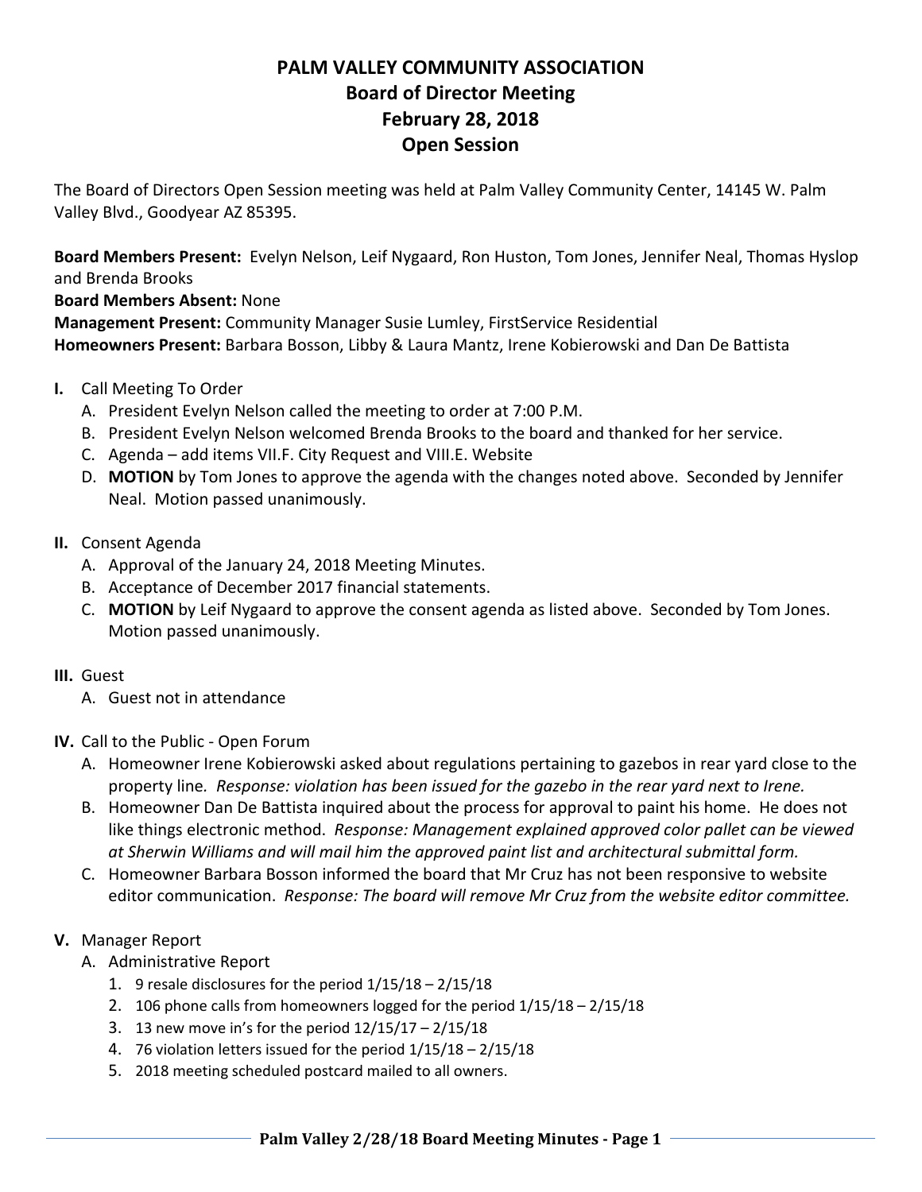# PALM VALLEY COMMUNITY ASSOCIATION
## Board of Director Meeting
## February 28, 2018
## Open Session

The Board of Directors Open Session meeting was held at Palm Valley Community Center, 14145 W. Palm Valley Blvd., Goodyear AZ 85395.

**Board Members Present:** Evelyn Nelson, Leif Nygaard, Ron Huston, Tom Jones, Jennifer Neal, Thomas Hyslop and Brenda Brooks
**Board Members Absent:** None
**Management Present:** Community Manager Susie Lumley, FirstService Residential
**Homeowners Present:** Barbara Bosson, Libby & Laura Mantz, Irene Kobierowski and Dan De Battista

**I.** Call Meeting To Order
   A. President Evelyn Nelson called the meeting to order at 7:00 P.M.
   B. President Evelyn Nelson welcomed Brenda Brooks to the board and thanked for her service.
   C. Agenda – add items VII.F. City Request and VIII.E. Website
   D. **MOTION** by Tom Jones to approve the agenda with the changes noted above. Seconded by Jennifer Neal. Motion passed unanimously.

**II.** Consent Agenda
   A. Approval of the January 24, 2018 Meeting Minutes.
   B. Acceptance of December 2017 financial statements.
   C. **MOTION** by Leif Nygaard to approve the consent agenda as listed above. Seconded by Tom Jones. Motion passed unanimously.

**III.** Guest
   A. Guest not in attendance

**IV.** Call to the Public - Open Forum
   A. Homeowner Irene Kobierowski asked about regulations pertaining to gazebos in rear yard close to the property line. *Response: violation has been issued for the gazebo in the rear yard next to Irene.*
   B. Homeowner Dan De Battista inquired about the process for approval to paint his home. He does not like things electronic method. *Response: Management explained approved color pallet can be viewed at Sherwin Williams and will mail him the approved paint list and architectural submittal form.*
   C. Homeowner Barbara Bosson informed the board that Mr Cruz has not been responsive to website editor communication. *Response: The board will remove Mr Cruz from the website editor committee.*

**V.** Manager Report
   A. Administrative Report
      1. 9 resale disclosures for the period 1/15/18 – 2/15/18
      2. 106 phone calls from homeowners logged for the period 1/15/18 – 2/15/18
      3. 13 new move in's for the period 12/15/17 – 2/15/18
      4. 76 violation letters issued for the period 1/15/18 – 2/15/18
      5. 2018 meeting scheduled postcard mailed to all owners.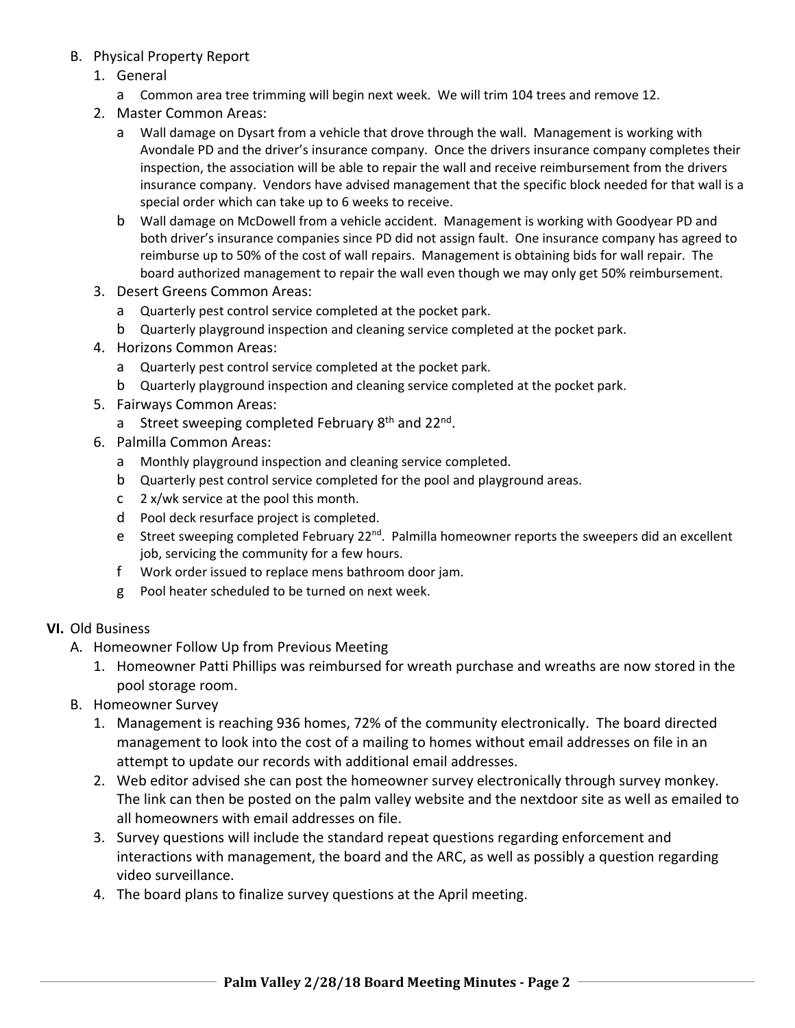B. Physical Property Report

1. General
   a Common area tree trimming will begin next week. We will trim 104 trees and remove 12.
2. Master Common Areas:
   a Wall damage on Dysart from a vehicle that drove through the wall. Management is working with Avondale PD and the driver's insurance company. Once the drivers insurance company completes their inspection, the association will be able to repair the wall and receive reimbursement from the drivers insurance company. Vendors have advised management that the specific block needed for that wall is a special order which can take up to 6 weeks to receive.
   b Wall damage on McDowell from a vehicle accident. Management is working with Goodyear PD and both driver's insurance companies since PD did not assign fault. One insurance company has agreed to reimburse up to 50% of the cost of wall repairs. Management is obtaining bids for wall repair. The board authorized management to repair the wall even though we may only get 50% reimbursement.
3. Desert Greens Common Areas:
   a Quarterly pest control service completed at the pocket park.
   b Quarterly playground inspection and cleaning service completed at the pocket park.
4. Horizons Common Areas:
   a Quarterly pest control service completed at the pocket park.
   b Quarterly playground inspection and cleaning service completed at the pocket park.
5. Fairways Common Areas:
   a Street sweeping completed February 8th and 22nd.
6. Palmilla Common Areas:
   a Monthly playground inspection and cleaning service completed.
   b Quarterly pest control service completed for the pool and playground areas.
   c 2 x/wk service at the pool this month.
   d Pool deck resurface project is completed.
   e Street sweeping completed February 22nd. Palmilla homeowner reports the sweepers did an excellent job, servicing the community for a few hours.
   f Work order issued to replace mens bathroom door jam.
   g Pool heater scheduled to be turned on next week.

**VI.** Old Business

A. Homeowner Follow Up from Previous Meeting
   1. Homeowner Patti Phillips was reimbursed for wreath purchase and wreaths are now stored in the pool storage room.

B. Homeowner Survey
   1. Management is reaching 936 homes, 72% of the community electronically. The board directed management to look into the cost of a mailing to homes without email addresses on file in an attempt to update our records with additional email addresses.
   2. Web editor advised she can post the homeowner survey electronically through survey monkey. The link can then be posted on the palm valley website and the nextdoor site as well as emailed to all homeowners with email addresses on file.
   3. Survey questions will include the standard repeat questions regarding enforcement and interactions with management, the board and the ARC, as well as possibly a question regarding video surveillance.
   4. The board plans to finalize survey questions at the April meeting.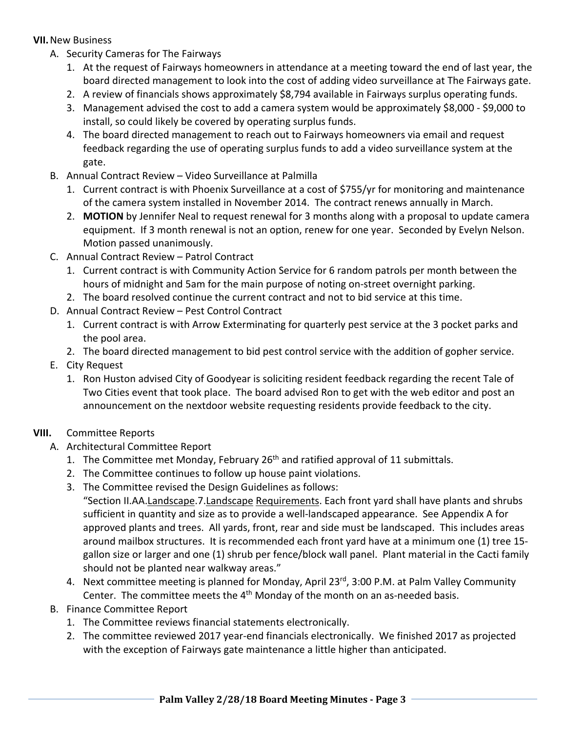**VII.** New Business

A. Security Cameras for The Fairways

1. At the request of Fairways homeowners in attendance at a meeting toward the end of last year, the board directed management to look into the cost of adding video surveillance at The Fairways gate.
2. A review of financials shows approximately $8,794 available in Fairways surplus operating funds.
3. Management advised the cost to add a camera system would be approximately $8,000 - $9,000 to install, so could likely be covered by operating surplus funds.
4. The board directed management to reach out to Fairways homeowners via email and request feedback regarding the use of operating surplus funds to add a video surveillance system at the gate.

B. Annual Contract Review – Video Surveillance at Palmilla

1. Current contract is with Phoenix Surveillance at a cost of $755/yr for monitoring and maintenance of the camera system installed in November 2014. The contract renews annually in March.
2. **MOTION** by Jennifer Neal to request renewal for 3 months along with a proposal to update camera equipment. If 3 month renewal is not an option, renew for one year. Seconded by Evelyn Nelson. Motion passed unanimously.

C. Annual Contract Review – Patrol Contract

1. Current contract is with Community Action Service for 6 random patrols per month between the hours of midnight and 5am for the main purpose of noting on-street overnight parking.
2. The board resolved continue the current contract and not to bid service at this time.

D. Annual Contract Review – Pest Control Contract

1. Current contract is with Arrow Exterminating for quarterly pest service at the 3 pocket parks and the pool area.
2. The board directed management to bid pest control service with the addition of gopher service.

E. City Request

1. Ron Huston advised City of Goodyear is soliciting resident feedback regarding the recent Tale of Two Cities event that took place. The board advised Ron to get with the web editor and post an announcement on the nextdoor website requesting residents provide feedback to the city.

**VIII.** Committee Reports

A. Architectural Committee Report

1. The Committee met Monday, February 26th and ratified approval of 11 submittals.
2. The Committee continues to follow up house paint violations.
3. The Committee revised the Design Guidelines as follows:
   "Section II.AA.<u>Landscape</u>.7.<u>Landscape</u> <u>Requirements</u>. Each front yard shall have plants and shrubs sufficient in quantity and size as to provide a well-landscaped appearance. See Appendix A for approved plants and trees. All yards, front, rear and side must be landscaped. This includes areas around mailbox structures. It is recommended each front yard have at a minimum one (1) tree 15-gallon size or larger and one (1) shrub per fence/block wall panel. Plant material in the Cacti family should not be planted near walkway areas."
4. Next committee meeting is planned for Monday, April 23rd, 3:00 P.M. at Palm Valley Community Center. The committee meets the 4th Monday of the month on an as-needed basis.

B. Finance Committee Report

1. The Committee reviews financial statements electronically.
2. The committee reviewed 2017 year-end financials electronically. We finished 2017 as projected with the exception of Fairways gate maintenance a little higher than anticipated.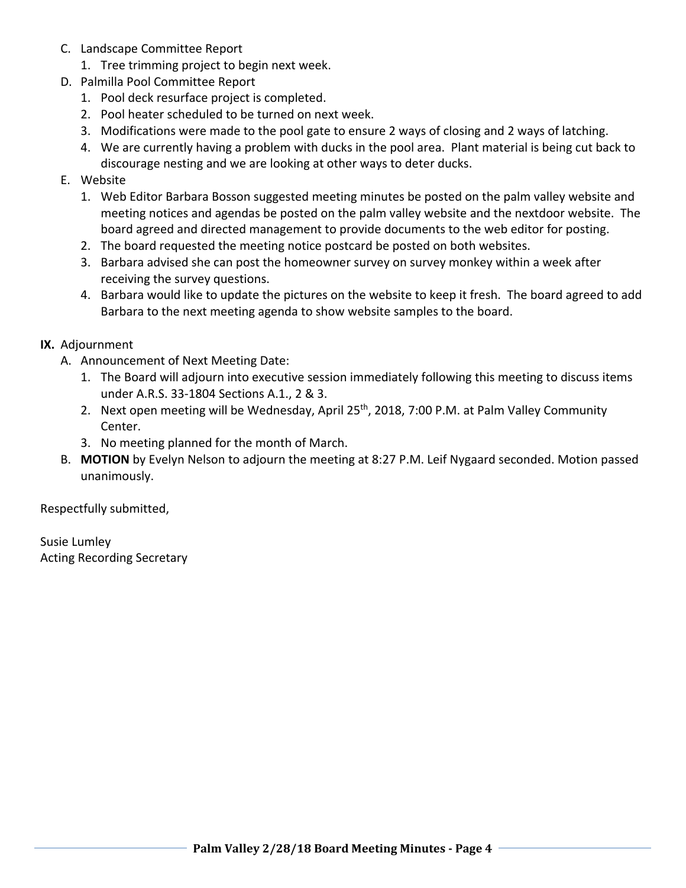C. Landscape Committee Report
   1. Tree trimming project to begin next week.

D. Palmilla Pool Committee Report
   1. Pool deck resurface project is completed.
   2. Pool heater scheduled to be turned on next week.
   3. Modifications were made to the pool gate to ensure 2 ways of closing and 2 ways of latching.
   4. We are currently having a problem with ducks in the pool area. Plant material is being cut back to discourage nesting and we are looking at other ways to deter ducks.

E. Website
   1. Web Editor Barbara Bosson suggested meeting minutes be posted on the palm valley website and meeting notices and agendas be posted on the palm valley website and the nextdoor website. The board agreed and directed management to provide documents to the web editor for posting.
   2. The board requested the meeting notice postcard be posted on both websites.
   3. Barbara advised she can post the homeowner survey on survey monkey within a week after receiving the survey questions.
   4. Barbara would like to update the pictures on the website to keep it fresh. The board agreed to add Barbara to the next meeting agenda to show website samples to the board.

**IX.** Adjournment

A. Announcement of Next Meeting Date:
   1. The Board will adjourn into executive session immediately following this meeting to discuss items under A.R.S. 33-1804 Sections A.1., 2 & 3.
   2. Next open meeting will be Wednesday, April 25th, 2018, 7:00 P.M. at Palm Valley Community Center.
   3. No meeting planned for the month of March.

B. **MOTION** by Evelyn Nelson to adjourn the meeting at 8:27 P.M. Leif Nygaard seconded. Motion passed unanimously.

Respectfully submitted,

Susie Lumley
Acting Recording Secretary